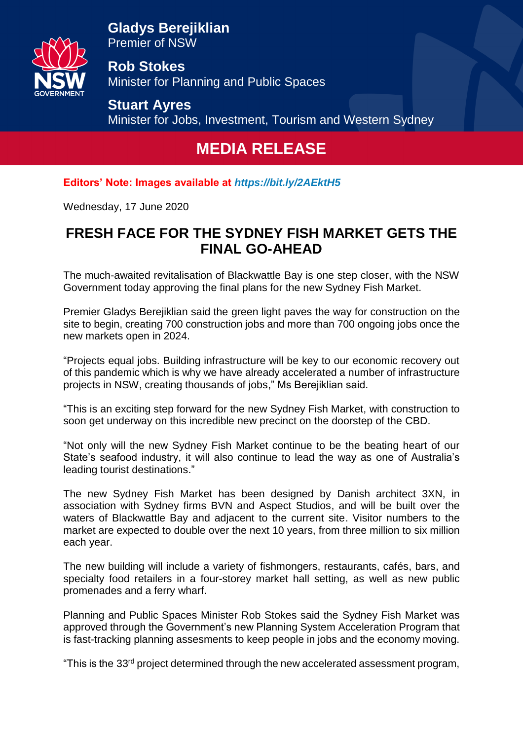**Gladys Berejiklian**
Premier of NSW

**Rob Stokes**
Minister for Planning and Public Spaces

**Stuart Ayres**
Minister for Jobs, Investment, Tourism and Western Sydney

# MEDIA RELEASE

**Editors' Note: Images available at *https://bit.ly/2AEktH5***

Wednesday, 17 June 2020

## FRESH FACE FOR THE SYDNEY FISH MARKET GETS THE FINAL GO-AHEAD

The much-awaited revitalisation of Blackwattle Bay is one step closer, with the NSW Government today approving the final plans for the new Sydney Fish Market.

Premier Gladys Berejiklian said the green light paves the way for construction on the site to begin, creating 700 construction jobs and more than 700 ongoing jobs once the new markets open in 2024.

"Projects equal jobs. Building infrastructure will be key to our economic recovery out of this pandemic which is why we have already accelerated a number of infrastructure projects in NSW, creating thousands of jobs," Ms Berejiklian said.

"This is an exciting step forward for the new Sydney Fish Market, with construction to soon get underway on this incredible new precinct on the doorstep of the CBD.

"Not only will the new Sydney Fish Market continue to be the beating heart of our State's seafood industry, it will also continue to lead the way as one of Australia's leading tourist destinations."

The new Sydney Fish Market has been designed by Danish architect 3XN, in association with Sydney firms BVN and Aspect Studios, and will be built over the waters of Blackwattle Bay and adjacent to the current site. Visitor numbers to the market are expected to double over the next 10 years, from three million to six million each year.

The new building will include a variety of fishmongers, restaurants, cafés, bars, and specialty food retailers in a four-storey market hall setting, as well as new public promenades and a ferry wharf.

Planning and Public Spaces Minister Rob Stokes said the Sydney Fish Market was approved through the Government's new Planning System Acceleration Program that is fast-tracking planning assesments to keep people in jobs and the economy moving.

"This is the 33rd project determined through the new accelerated assessment program,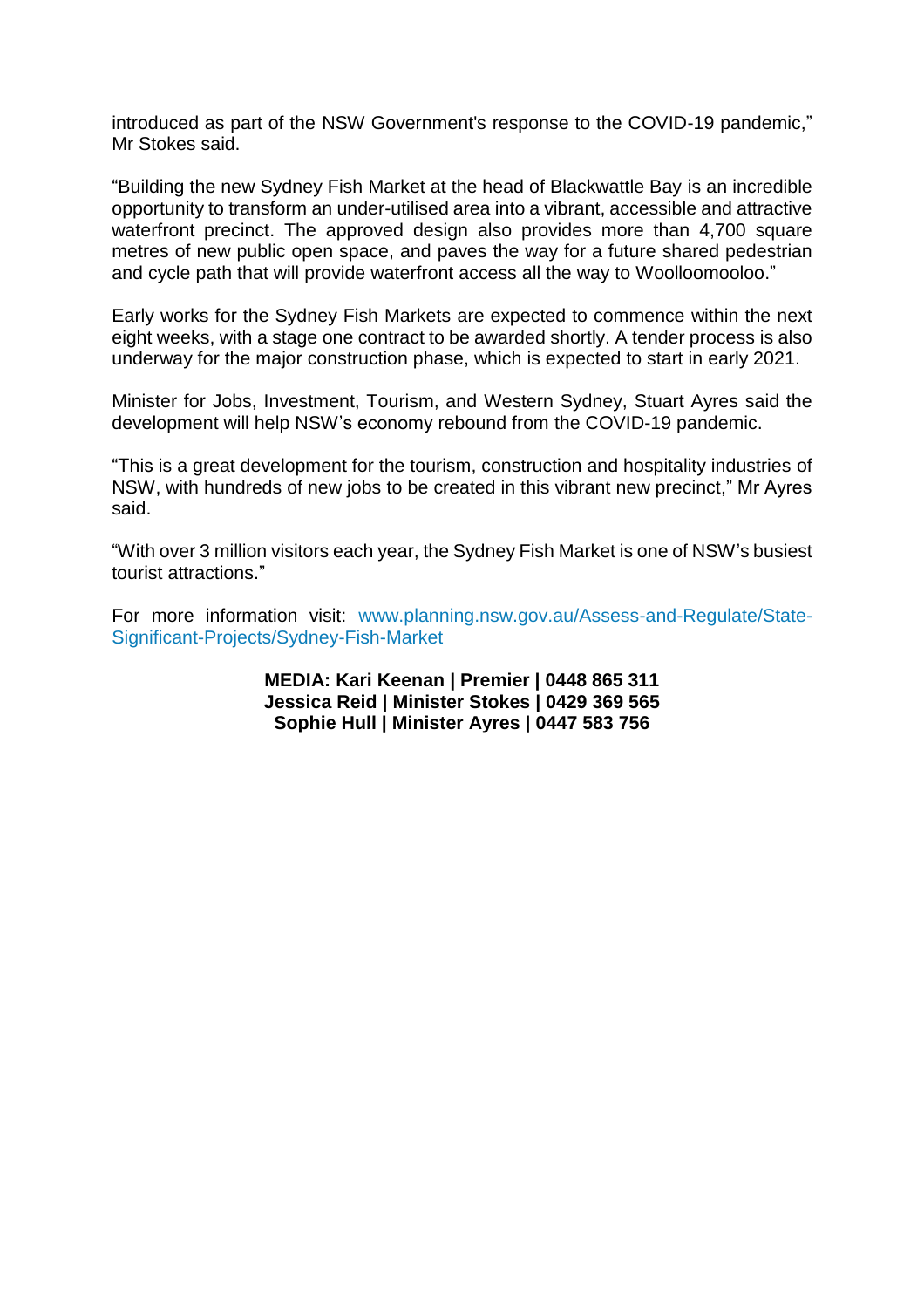introduced as part of the NSW Government's response to the COVID-19 pandemic," Mr Stokes said.

"Building the new Sydney Fish Market at the head of Blackwattle Bay is an incredible opportunity to transform an under-utilised area into a vibrant, accessible and attractive waterfront precinct. The approved design also provides more than 4,700 square metres of new public open space, and paves the way for a future shared pedestrian and cycle path that will provide waterfront access all the way to Woolloomooloo."

Early works for the Sydney Fish Markets are expected to commence within the next eight weeks, with a stage one contract to be awarded shortly. A tender process is also underway for the major construction phase, which is expected to start in early 2021.

Minister for Jobs, Investment, Tourism, and Western Sydney, Stuart Ayres said the development will help NSW's economy rebound from the COVID-19 pandemic.

"This is a great development for the tourism, construction and hospitality industries of NSW, with hundreds of new jobs to be created in this vibrant new precinct," Mr Ayres said.

"With over 3 million visitors each year, the Sydney Fish Market is one of NSW's busiest tourist attractions."

For more information visit: www.planning.nsw.gov.au/Assess-and-Regulate/State-Significant-Projects/Sydney-Fish-Market

**MEDIA: Kari Keenan | Premier | 0448 865 311**
**Jessica Reid | Minister Stokes | 0429 369 565**
**Sophie Hull | Minister Ayres | 0447 583 756**